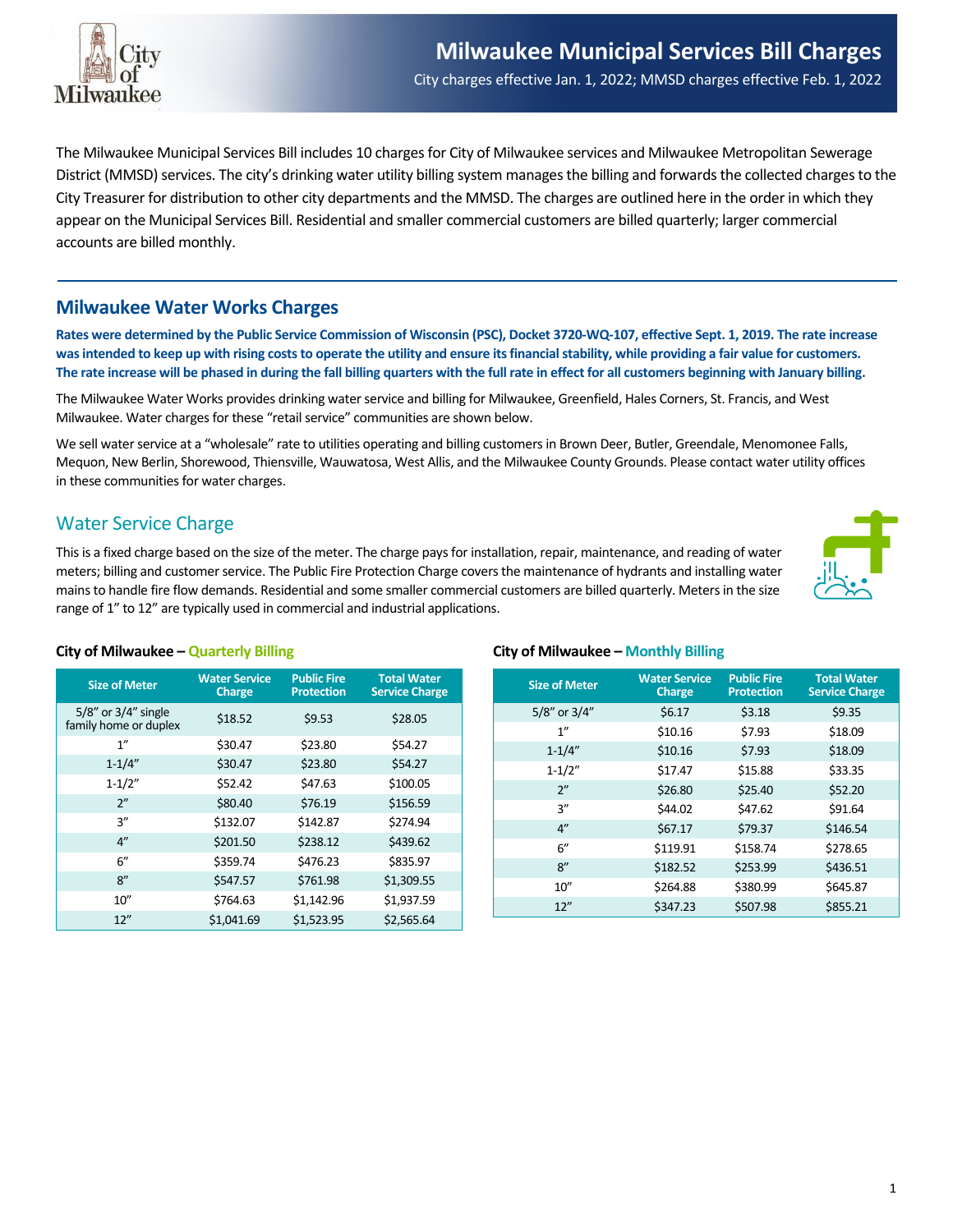# Milwaukee Municipal Services Bill Charges

City charges effective Jan. 1, 2022; MMSD charges effective Feb. 1, 2022

The Milwaukee Municipal Services Bill includes 10 charges for City of Milwaukee services and Milwaukee Metropolitan Sewerage District (MMSD) services. The city's drinking water utility billing system manages the billing and forwards the collected charges to the City Treasurer for distribution to other city departments and the MMSD. The charges are outlined here in the order in which they appear on the Municipal Services Bill. Residential and smaller commercial customers are billed quarterly; larger commercial accounts are billed monthly.

## Milwaukee Water Works Charges

**Rates were determined by the Public Service Commission of Wisconsin (PSC), Docket 3720-WQ-107, effective Sept. 1, 2019. The rate increase was intended to keep up with rising costs to operate the utility and ensure its financial stability, while providing a fair value for customers. The rate increase will be phased in during the fall billing quarters with the full rate in effect for all customers beginning with January billing.**

The Milwaukee Water Works provides drinking water service and billing for Milwaukee, Greenfield, Hales Corners, St. Francis, and West Milwaukee. Water charges for these "retail service" communities are shown below.

We sell water service at a "wholesale" rate to utilities operating and billing customers in Brown Deer, Butler, Greendale, Menomonee Falls, Mequon, New Berlin, Shorewood, Thiensville, Wauwatosa, West Allis, and the Milwaukee County Grounds. Please contact water utility offices in these communities for water charges.

## Water Service Charge

This is a fixed charge based on the size of the meter. The charge pays for installation, repair, maintenance, and reading of water meters; billing and customer service. The Public Fire Protection Charge covers the maintenance of hydrants and installing water mains to handle fire flow demands. Residential and some smaller commercial customers are billed quarterly. Meters in the size range of 1" to 12" are typically used in commercial and industrial applications.

### City of Milwaukee – Quarterly Billing

| Size of Meter | Water Service Charge | Public Fire Protection | Total Water Service Charge |
|---|---|---|---|
| 5/8" or 3/4" single family home or duplex | $18.52 | $9.53 | $28.05 |
| 1" | $30.47 | $23.80 | $54.27 |
| 1-1/4" | $30.47 | $23.80 | $54.27 |
| 1-1/2" | $52.42 | $47.63 | $100.05 |
| 2" | $80.40 | $76.19 | $156.59 |
| 3" | $132.07 | $142.87 | $274.94 |
| 4" | $201.50 | $238.12 | $439.62 |
| 6" | $359.74 | $476.23 | $835.97 |
| 8" | $547.57 | $761.98 | $1,309.55 |
| 10" | $764.63 | $1,142.96 | $1,937.59 |
| 12" | $1,041.69 | $1,523.95 | $2,565.64 |

### City of Milwaukee – Monthly Billing

| Size of Meter | Water Service Charge | Public Fire Protection | Total Water Service Charge |
|---|---|---|---|
| 5/8" or 3/4" | $6.17 | $3.18 | $9.35 |
| 1" | $10.16 | $7.93 | $18.09 |
| 1-1/4" | $10.16 | $7.93 | $18.09 |
| 1-1/2" | $17.47 | $15.88 | $33.35 |
| 2" | $26.80 | $25.40 | $52.20 |
| 3" | $44.02 | $47.62 | $91.64 |
| 4" | $67.17 | $79.37 | $146.54 |
| 6" | $119.91 | $158.74 | $278.65 |
| 8" | $182.52 | $253.99 | $436.51 |
| 10" | $264.88 | $380.99 | $645.87 |
| 12" | $347.23 | $507.98 | $855.21 |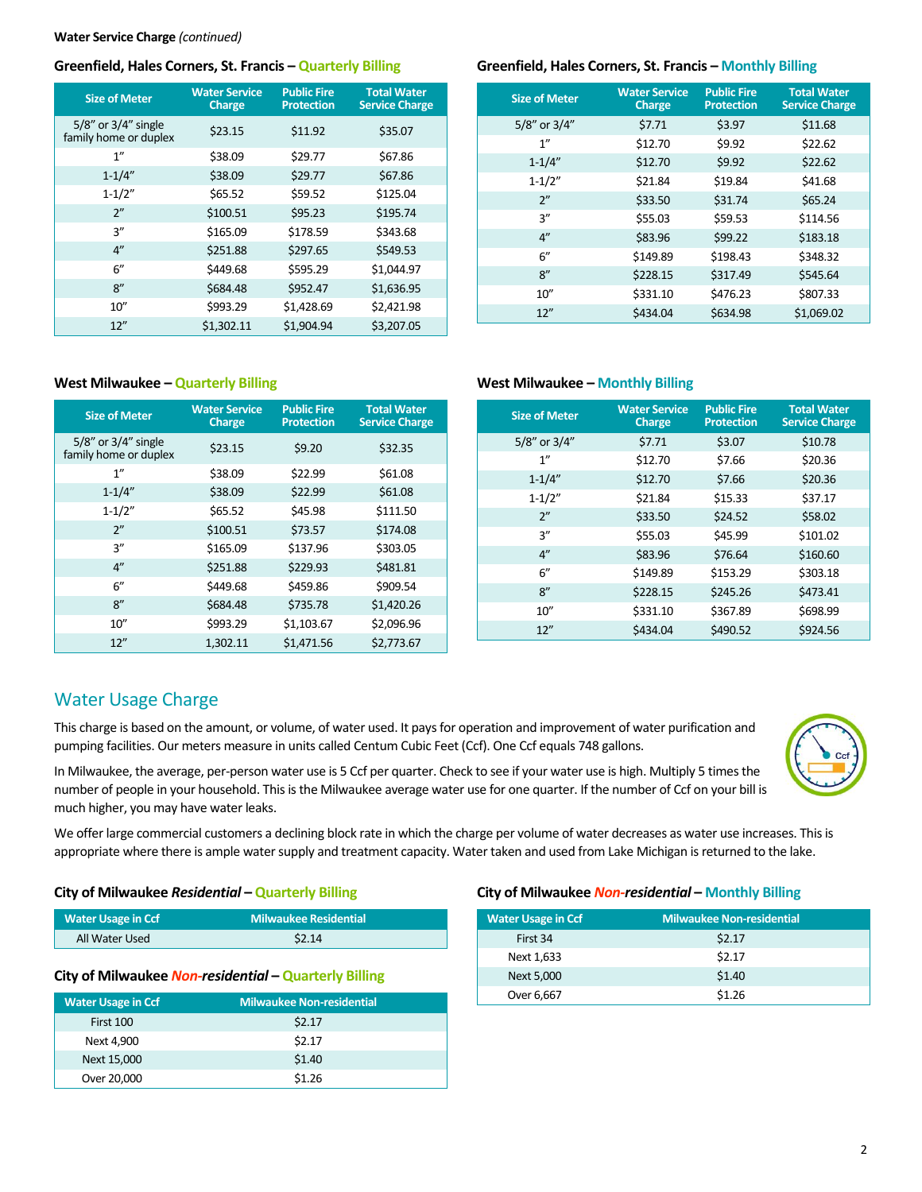**Water Service Charge** *(continued)*

### Greenfield, Hales Corners, St. Francis – Quarterly Billing

| Size of Meter | Water Service Charge | Public Fire Protection | Total Water Service Charge |
|---|---|---|---|
| 5/8" or 3/4" single family home or duplex | $23.15 | $11.92 | $35.07 |
| 1" | $38.09 | $29.77 | $67.86 |
| 1-1/4" | $38.09 | $29.77 | $67.86 |
| 1-1/2" | $65.52 | $59.52 | $125.04 |
| 2" | $100.51 | $95.23 | $195.74 |
| 3" | $165.09 | $178.59 | $343.68 |
| 4" | $251.88 | $297.65 | $549.53 |
| 6" | $449.68 | $595.29 | $1,044.97 |
| 8" | $684.48 | $952.47 | $1,636.95 |
| 10" | $993.29 | $1,428.69 | $2,421.98 |
| 12" | $1,302.11 | $1,904.94 | $3,207.05 |

### Greenfield, Hales Corners, St. Francis – Monthly Billing

| Size of Meter | Water Service Charge | Public Fire Protection | Total Water Service Charge |
|---|---|---|---|
| 5/8" or 3/4" | $7.71 | $3.97 | $11.68 |
| 1" | $12.70 | $9.92 | $22.62 |
| 1-1/4" | $12.70 | $9.92 | $22.62 |
| 1-1/2" | $21.84 | $19.84 | $41.68 |
| 2" | $33.50 | $31.74 | $65.24 |
| 3" | $55.03 | $59.53 | $114.56 |
| 4" | $83.96 | $99.22 | $183.18 |
| 6" | $149.89 | $198.43 | $348.32 |
| 8" | $228.15 | $317.49 | $545.64 |
| 10" | $331.10 | $476.23 | $807.33 |
| 12" | $434.04 | $634.98 | $1,069.02 |

### West Milwaukee – Quarterly Billing

| Size of Meter | Water Service Charge | Public Fire Protection | Total Water Service Charge |
|---|---|---|---|
| 5/8" or 3/4" single family home or duplex | $23.15 | $9.20 | $32.35 |
| 1" | $38.09 | $22.99 | $61.08 |
| 1-1/4" | $38.09 | $22.99 | $61.08 |
| 1-1/2" | $65.52 | $45.98 | $111.50 |
| 2" | $100.51 | $73.57 | $174.08 |
| 3" | $165.09 | $137.96 | $303.05 |
| 4" | $251.88 | $229.93 | $481.81 |
| 6" | $449.68 | $459.86 | $909.54 |
| 8" | $684.48 | $735.78 | $1,420.26 |
| 10" | $993.29 | $1,103.67 | $2,096.96 |
| 12" | 1,302.11 | $1,471.56 | $2,773.67 |

### West Milwaukee – Monthly Billing

| Size of Meter | Water Service Charge | Public Fire Protection | Total Water Service Charge |
|---|---|---|---|
| 5/8" or 3/4" | $7.71 | $3.07 | $10.78 |
| 1" | $12.70 | $7.66 | $20.36 |
| 1-1/4" | $12.70 | $7.66 | $20.36 |
| 1-1/2" | $21.84 | $15.33 | $37.17 |
| 2" | $33.50 | $24.52 | $58.02 |
| 3" | $55.03 | $45.99 | $101.02 |
| 4" | $83.96 | $76.64 | $160.60 |
| 6" | $149.89 | $153.29 | $303.18 |
| 8" | $228.15 | $245.26 | $473.41 |
| 10" | $331.10 | $367.89 | $698.99 |
| 12" | $434.04 | $490.52 | $924.56 |

## Water Usage Charge

This charge is based on the amount, or volume, of water used. It pays for operation and improvement of water purification and pumping facilities. Our meters measure in units called Centum Cubic Feet (Ccf). One Ccf equals 748 gallons.

In Milwaukee, the average, per-person water use is 5 Ccf per quarter. Check to see if your water use is high. Multiply 5 times the number of people in your household. This is the Milwaukee average water use for one quarter. If the number of Ccf on your bill is much higher, you may have water leaks.

We offer large commercial customers a declining block rate in which the charge per volume of water decreases as water use increases. This is appropriate where there is ample water supply and treatment capacity. Water taken and used from Lake Michigan is returned to the lake.

### City of Milwaukee *Residential* – Quarterly Billing

| Water Usage in Ccf | Milwaukee Residential |
|---|---|
| All Water Used | $2.14 |

### City of Milwaukee *Non-residential* – Quarterly Billing

| Water Usage in Ccf | Milwaukee Non-residential |
|---|---|
| First 100 | $2.17 |
| Next 4,900 | $2.17 |
| Next 15,000 | $1.40 |
| Over 20,000 | $1.26 |

### City of Milwaukee *Non-residential* – Monthly Billing

| Water Usage in Ccf | Milwaukee Non-residential |
|---|---|
| First 34 | $2.17 |
| Next 1,633 | $2.17 |
| Next 5,000 | $1.40 |
| Over 6,667 | $1.26 |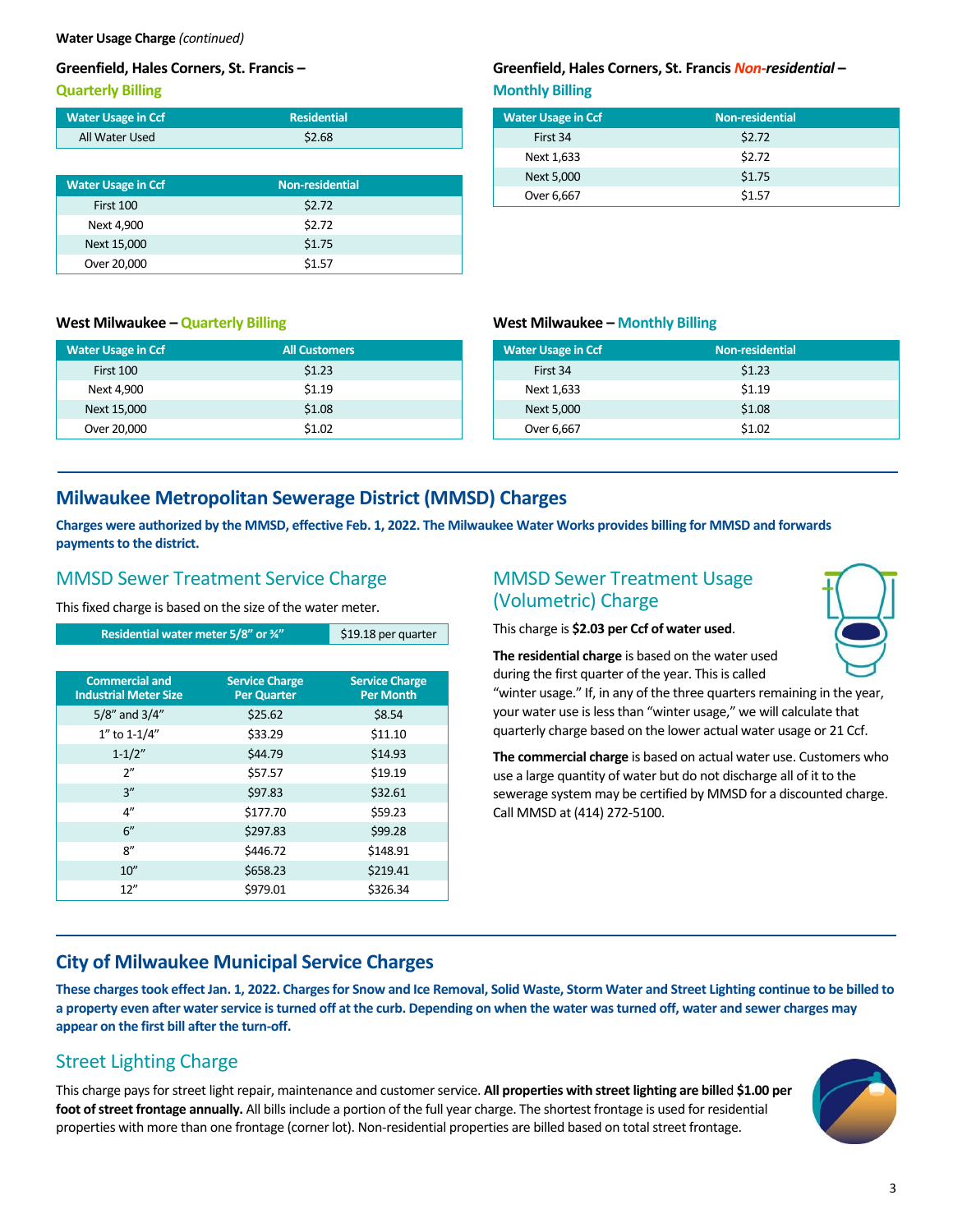**Water Usage Charge** *(continued)*

### Greenfield, Hales Corners, St. Francis – Quarterly Billing

| Water Usage in Ccf | Residential |
|---|---|
| All Water Used | $2.68 |

| Water Usage in Ccf | Non-residential |
|---|---|
| First 100 | $2.72 |
| Next 4,900 | $2.72 |
| Next 15,000 | $1.75 |
| Over 20,000 | $1.57 |

### Greenfield, Hales Corners, St. Francis *Non-residential* – Monthly Billing

| Water Usage in Ccf | Non-residential |
|---|---|
| First 34 | $2.72 |
| Next 1,633 | $2.72 |
| Next 5,000 | $1.75 |
| Over 6,667 | $1.57 |

### West Milwaukee – Quarterly Billing

| Water Usage in Ccf | All Customers |
|---|---|
| First 100 | $1.23 |
| Next 4,900 | $1.19 |
| Next 15,000 | $1.08 |
| Over 20,000 | $1.02 |

### West Milwaukee – Monthly Billing

| Water Usage in Ccf | Non-residential |
|---|---|
| First 34 | $1.23 |
| Next 1,633 | $1.19 |
| Next 5,000 | $1.08 |
| Over 6,667 | $1.02 |

## Milwaukee Metropolitan Sewerage District (MMSD) Charges

**Charges were authorized by the MMSD, effective Feb. 1, 2022. The Milwaukee Water Works provides billing for MMSD and forwards payments to the district.**

### MMSD Sewer Treatment Service Charge

This fixed charge is based on the size of the water meter.

| Residential water meter 5/8" or ¾" | $19.18 per quarter |
|---|---|

| Commercial and Industrial Meter Size | Service Charge Per Quarter | Service Charge Per Month |
|---|---|---|
| 5/8" and 3/4" | $25.62 | $8.54 |
| 1" to 1-1/4" | $33.29 | $11.10 |
| 1-1/2" | $44.79 | $14.93 |
| 2" | $57.57 | $19.19 |
| 3" | $97.83 | $32.61 |
| 4" | $177.70 | $59.23 |
| 6" | $297.83 | $99.28 |
| 8" | $446.72 | $148.91 |
| 10" | $658.23 | $219.41 |
| 12" | $979.01 | $326.34 |

### MMSD Sewer Treatment Usage (Volumetric) Charge

This charge is **$2.03 per Ccf of water used**.

**The residential charge** is based on the water used during the first quarter of the year. This is called "winter usage." If, in any of the three quarters remaining in the year, your water use is less than "winter usage," we will calculate that quarterly charge based on the lower actual water usage or 21 Ccf.

**The commercial charge** is based on actual water use. Customers who use a large quantity of water but do not discharge all of it to the sewerage system may be certified by MMSD for a discounted charge. Call MMSD at (414) 272-5100.

## City of Milwaukee Municipal Service Charges

**These charges took effect Jan. 1, 2022. Charges for Snow and Ice Removal, Solid Waste, Storm Water and Street Lighting continue to be billed to a property even after water service is turned off at the curb. Depending on when the water was turned off, water and sewer charges may appear on the first bill after the turn-off.**

### Street Lighting Charge

This charge pays for street light repair, maintenance and customer service. **All properties with street lighting are billed $1.00 per foot of street frontage annually.** All bills include a portion of the full year charge. The shortest frontage is used for residential properties with more than one frontage (corner lot). Non-residential properties are billed based on total street frontage.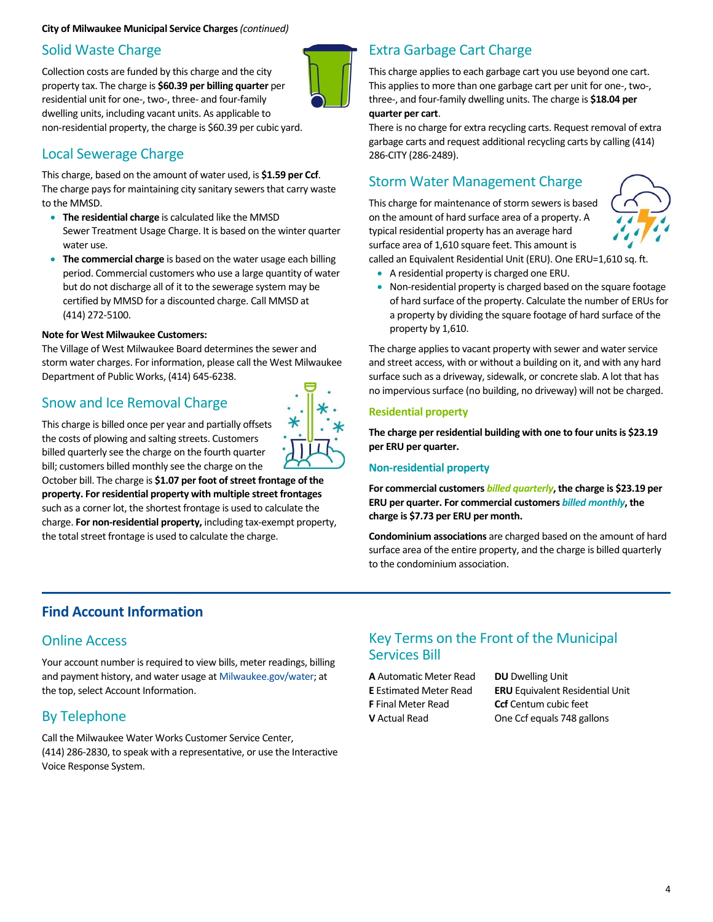**City of Milwaukee Municipal Service Charges** *(continued)*

## Solid Waste Charge

Collection costs are funded by this charge and the city property tax. The charge is **$60.39 per billing quarter** per residential unit for one-, two-, three- and four-family dwelling units, including vacant units. As applicable to non-residential property, the charge is $60.39 per cubic yard.

## Local Sewerage Charge

This charge, based on the amount of water used, is **$1.59 per Ccf**. The charge pays for maintaining city sanitary sewers that carry waste to the MMSD.

- **The residential charge** is calculated like the MMSD Sewer Treatment Usage Charge. It is based on the winter quarter water use.
- **The commercial charge** is based on the water usage each billing period. Commercial customers who use a large quantity of water but do not discharge all of it to the sewerage system may be certified by MMSD for a discounted charge. Call MMSD at (414) 272-5100.

**Note for West Milwaukee Customers:**

The Village of West Milwaukee Board determines the sewer and storm water charges. For information, please call the West Milwaukee Department of Public Works, (414) 645-6238.

## Snow and Ice Removal Charge

This charge is billed once per year and partially offsets the costs of plowing and salting streets. Customers billed quarterly see the charge on the fourth quarter bill; customers billed monthly see the charge on the October bill. The charge is **$1.07 per foot of street frontage of the property. For residential property with multiple street frontages** such as a corner lot, the shortest frontage is used to calculate the charge. **For non-residential property,** including tax-exempt property, the total street frontage is used to calculate the charge.

## Extra Garbage Cart Charge

This charge applies to each garbage cart you use beyond one cart. This applies to more than one garbage cart per unit for one-, two-, three-, and four-family dwelling units. The charge is **$18.04 per quarter per cart**.

There is no charge for extra recycling carts. Request removal of extra garbage carts and request additional recycling carts by calling (414) 286-CITY (286-2489).

## Storm Water Management Charge

This charge for maintenance of storm sewers is based on the amount of hard surface area of a property. A typical residential property has an average hard surface area of 1,610 square feet. This amount is called an Equivalent Residential Unit (ERU). One ERU=1,610 sq. ft.

- A residential property is charged one ERU.
- Non-residential property is charged based on the square footage of hard surface of the property. Calculate the number of ERUs for a property by dividing the square footage of hard surface of the property by 1,610.

The charge applies to vacant property with sewer and water service and street access, with or without a building on it, and with any hard surface such as a driveway, sidewalk, or concrete slab. A lot that has no impervious surface (no building, no driveway) will not be charged.

### Residential property

**The charge per residential building with one to four units is $23.19 per ERU per quarter.**

### Non-residential property

**For commercial customers *billed quarterly*, the charge is $23.19 per ERU per quarter. For commercial customers *billed monthly*, the charge is $7.73 per ERU per month.**

**Condominium associations** are charged based on the amount of hard surface area of the entire property, and the charge is billed quarterly to the condominium association.

# Find Account Information

## Online Access

Your account number is required to view bills, meter readings, billing and payment history, and water usage at Milwaukee.gov/water; at the top, select Account Information.

## By Telephone

Call the Milwaukee Water Works Customer Service Center, (414) 286-2830, to speak with a representative, or use the Interactive Voice Response System.

## Key Terms on the Front of the Municipal Services Bill

**A** Automatic Meter Read
**E** Estimated Meter Read
**F** Final Meter Read
**V** Actual Read

**DU** Dwelling Unit
**ERU** Equivalent Residential Unit
**Ccf** Centum cubic feet
One Ccf equals 748 gallons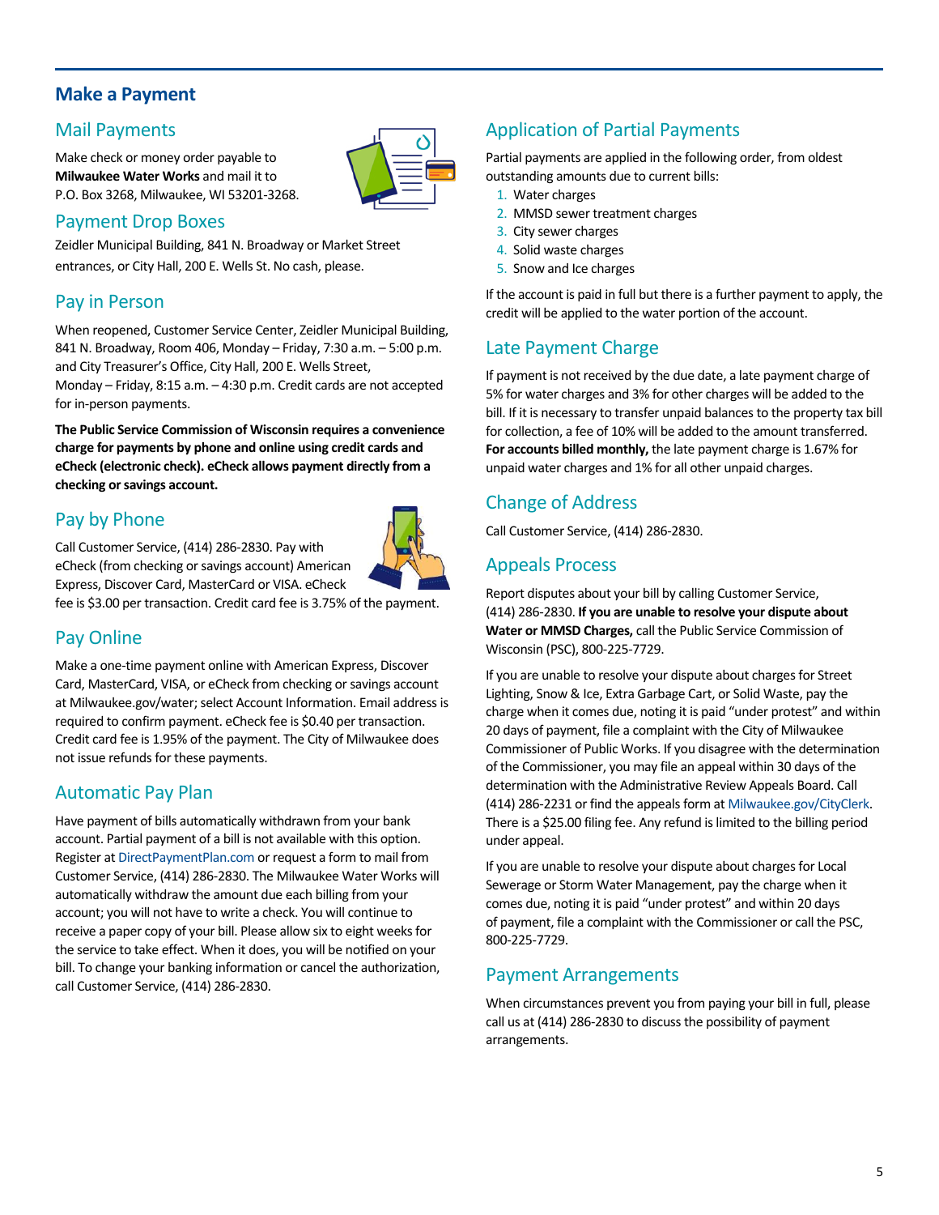## Make a Payment

### Mail Payments

Make check or money order payable to **Milwaukee Water Works** and mail it to P.O. Box 3268, Milwaukee, WI 53201-3268.

### Payment Drop Boxes

Zeidler Municipal Building, 841 N. Broadway or Market Street entrances, or City Hall, 200 E. Wells St. No cash, please.

### Pay in Person

When reopened, Customer Service Center, Zeidler Municipal Building, 841 N. Broadway, Room 406, Monday – Friday, 7:30 a.m. – 5:00 p.m. and City Treasurer's Office, City Hall, 200 E. Wells Street, Monday – Friday, 8:15 a.m. – 4:30 p.m. Credit cards are not accepted for in-person payments.

**The Public Service Commission of Wisconsin requires a convenience charge for payments by phone and online using credit cards and eCheck (electronic check). eCheck allows payment directly from a checking or savings account.**

### Pay by Phone

Call Customer Service, (414) 286-2830. Pay with eCheck (from checking or savings account) American Express, Discover Card, MasterCard or VISA. eCheck fee is $3.00 per transaction. Credit card fee is 3.75% of the payment.

### Pay Online

Make a one-time payment online with American Express, Discover Card, MasterCard, VISA, or eCheck from checking or savings account at Milwaukee.gov/water; select Account Information. Email address is required to confirm payment. eCheck fee is $0.40 per transaction. Credit card fee is 1.95% of the payment. The City of Milwaukee does not issue refunds for these payments.

### Automatic Pay Plan

Have payment of bills automatically withdrawn from your bank account. Partial payment of a bill is not available with this option. Register at DirectPaymentPlan.com or request a form to mail from Customer Service, (414) 286-2830. The Milwaukee Water Works will automatically withdraw the amount due each billing from your account; you will not have to write a check. You will continue to receive a paper copy of your bill. Please allow six to eight weeks for the service to take effect. When it does, you will be notified on your bill. To change your banking information or cancel the authorization, call Customer Service, (414) 286-2830.

### Application of Partial Payments

Partial payments are applied in the following order, from oldest outstanding amounts due to current bills:

1. Water charges
2. MMSD sewer treatment charges
3. City sewer charges
4. Solid waste charges
5. Snow and Ice charges

If the account is paid in full but there is a further payment to apply, the credit will be applied to the water portion of the account.

### Late Payment Charge

If payment is not received by the due date, a late payment charge of 5% for water charges and 3% for other charges will be added to the bill. If it is necessary to transfer unpaid balances to the property tax bill for collection, a fee of 10% will be added to the amount transferred. **For accounts billed monthly,** the late payment charge is 1.67% for unpaid water charges and 1% for all other unpaid charges.

### Change of Address

Call Customer Service, (414) 286-2830.

### Appeals Process

Report disputes about your bill by calling Customer Service, (414) 286-2830. **If you are unable to resolve your dispute about Water or MMSD Charges,** call the Public Service Commission of Wisconsin (PSC), 800-225-7729.

If you are unable to resolve your dispute about charges for Street Lighting, Snow & Ice, Extra Garbage Cart, or Solid Waste, pay the charge when it comes due, noting it is paid "under protest" and within 20 days of payment, file a complaint with the City of Milwaukee Commissioner of Public Works. If you disagree with the determination of the Commissioner, you may file an appeal within 30 days of the determination with the Administrative Review Appeals Board. Call (414) 286-2231 or find the appeals form at Milwaukee.gov/CityClerk. There is a $25.00 filing fee. Any refund is limited to the billing period under appeal.

If you are unable to resolve your dispute about charges for Local Sewerage or Storm Water Management, pay the charge when it comes due, noting it is paid "under protest" and within 20 days of payment, file a complaint with the Commissioner or call the PSC, 800-225-7729.

### Payment Arrangements

When circumstances prevent you from paying your bill in full, please call us at (414) 286-2830 to discuss the possibility of payment arrangements.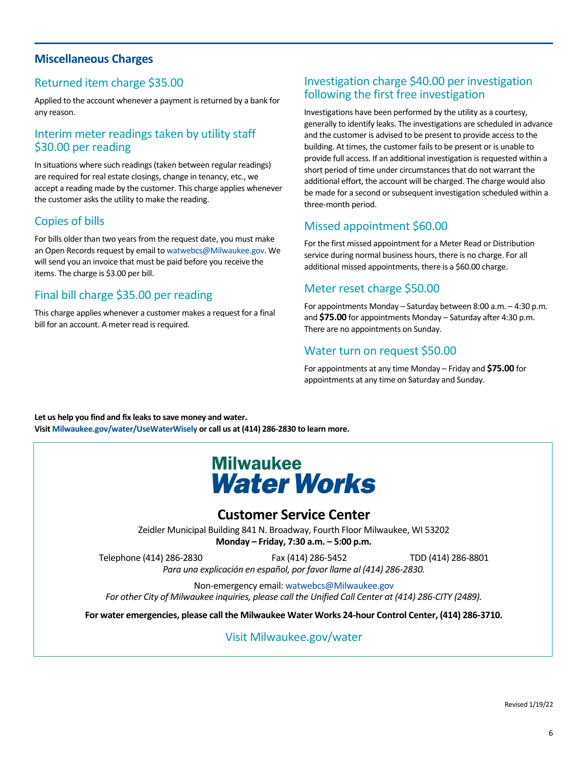## Miscellaneous Charges

### Returned item charge $35.00

Applied to the account whenever a payment is returned by a bank for any reason.

### Interim meter readings taken by utility staff $30.00 per reading

In situations where such readings (taken between regular readings) are required for real estate closings, change in tenancy, etc., we accept a reading made by the customer. This charge applies whenever the customer asks the utility to make the reading.

### Copies of bills

For bills older than two years from the request date, you must make an Open Records request by email to watwebcs@Milwaukee.gov. We will send you an invoice that must be paid before you receive the items. The charge is $3.00 per bill.

### Final bill charge $35.00 per reading

This charge applies whenever a customer makes a request for a final bill for an account. A meter read is required.

### Investigation charge $40.00 per investigation following the first free investigation

Investigations have been performed by the utility as a courtesy, generally to identify leaks. The investigations are scheduled in advance and the customer is advised to be present to provide access to the building. At times, the customer fails to be present or is unable to provide full access. If an additional investigation is requested within a short period of time under circumstances that do not warrant the additional effort, the account will be charged. The charge would also be made for a second or subsequent investigation scheduled within a three-month period.

### Missed appointment $60.00

For the first missed appointment for a Meter Read or Distribution service during normal business hours, there is no charge. For all additional missed appointments, there is a $60.00 charge.

### Meter reset charge $50.00

For appointments Monday – Saturday between 8:00 a.m. – 4:30 p.m. and **$75.00** for appointments Monday – Saturday after 4:30 p.m. There are no appointments on Sunday.

### Water turn on request $50.00

For appointments at any time Monday – Friday and **$75.00** for appointments at any time on Saturday and Sunday.

**Let us help you find and fix leaks to save money and water.**
**Visit Milwaukee.gov/water/UseWaterWisely or call us at (414) 286-2830 to learn more.**

---

**Milwaukee Water Works**

## Customer Service Center

Zeidler Municipal Building 841 N. Broadway, Fourth Floor Milwaukee, WI 53202
**Monday – Friday, 7:30 a.m. – 5:00 p.m.**

Telephone (414) 286-2830 Fax (414) 286-5452 TDD (414) 286-8801
*Para una explicación en español, por favor llame al (414) 286-2830.*

Non-emergency email: watwebcs@Milwaukee.gov
*For other City of Milwaukee inquiries, please call the Unified Call Center at (414) 286-CITY (2489).*

**For water emergencies, please call the Milwaukee Water Works 24-hour Control Center, (414) 286-3710.**

Visit Milwaukee.gov/water

Revised 1/19/22